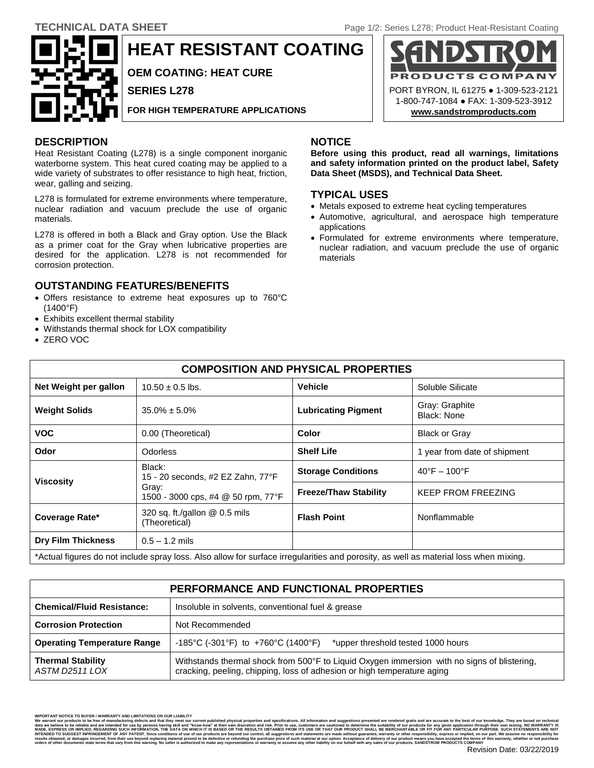TECHNICAL DATA SHEET

# HEAT RESISTANT COATING

**OEM COATING: HEAT CURE**

**SERIES L278**

**FOR HIGH TEMPERATURE APPLICATIONS**

**SANDSTROM PRODUCTS COMPANY**

PORT BYRON, IL 61275 ● 1-309-523-2121
1-800-747-1084 ● FAX: 1-309-523-3912
**www.sandstromproducts.com**

## DESCRIPTION

Heat Resistant Coating (L278) is a single component inorganic waterborne system. This heat cured coating may be applied to a wide variety of substrates to offer resistance to high heat, friction, wear, galling and seizing.

L278 is formulated for extreme environments where temperature, nuclear radiation and vacuum preclude the use of organic materials.

L278 is offered in both a Black and Gray option. Use the Black as a primer coat for the Gray when lubricative properties are desired for the application. L278 is not recommended for corrosion protection.

## OUTSTANDING FEATURES/BENEFITS

- Offers resistance to extreme heat exposures up to 760°C (1400°F)
- Exhibits excellent thermal stability
- Withstands thermal shock for LOX compatibility
- ZERO VOC

## NOTICE

**Before using this product, read all warnings, limitations and safety information printed on the product label, Safety Data Sheet (MSDS), and Technical Data Sheet.**

## TYPICAL USES

- Metals exposed to extreme heat cycling temperatures
- Automotive, agricultural, and aerospace high temperature applications
- Formulated for extreme environments where temperature, nuclear radiation, and vacuum preclude the use of organic materials

| COMPOSITION AND PHYSICAL PROPERTIES | | | |
|---|---|---|---|
| **Net Weight per gallon** | 10.50 ± 0.5 lbs. | **Vehicle** | Soluble Silicate |
| **Weight Solids** | 35.0% ± 5.0% | **Lubricating Pigment** | Gray: Graphite<br>Black: None |
| **VOC** | 0.00 (Theoretical) | **Color** | Black or Gray |
| **Odor** | Odorless | **Shelf Life** | 1 year from date of shipment |
| **Viscosity** | Black:<br>15 - 20 seconds, #2 EZ Zahn, 77°F<br>Gray:<br>1500 - 3000 cps, #4 @ 50 rpm, 77°F | **Storage Conditions** | 40°F – 100°F |
| | | **Freeze/Thaw Stability** | KEEP FROM FREEZING |
| **Coverage Rate*** | 320 sq. ft./gallon @ 0.5 mils (Theoretical) | **Flash Point** | Nonflammable |
| **Dry Film Thickness** | 0.5 – 1.2 mils | | |

*Actual figures do not include spray loss. Also allow for surface irregularities and porosity, as well as material loss when mixing.

| PERFORMANCE AND FUNCTIONAL PROPERTIES | |
|---|---|
| **Chemical/Fluid Resistance:** | Insoluble in solvents, conventional fuel & grease |
| **Corrosion Protection** | Not Recommended |
| **Operating Temperature Range** | -185°C (-301°F) to +760°C (1400°F) *upper threshold tested 1000 hours |
| **Thermal Stability**<br>*ASTM D2511 LOX* | Withstands thermal shock from 500°F to Liquid Oxygen immersion with no signs of blistering, cracking, peeling, chipping, loss of adhesion or high temperature aging |

IMPORTANT NOTICE TO BUYER / WARRANTY AND LIMITATIONS ON OUR LIABILITY
We warrant our products to be free of manufacturing defects and that they meet our current published physical properties and specifications. All information and suggestions presented are rendered gratis and are accurate to the best of our knowledge. They are based on technical data we believe to be reliable and are intended for use by persons having skill and "know-how" at their own discretion and risk. Prior to use, customers are cautioned to determine the suitability of our products for any given application through their own testing. NO WARRANTY IS MADE, EXPRESS OR IMPLIED, REGARDING SUCH INFORMATION, THE DATA ON WHICH IT IS BASED OR THE RESULTS OBTAINED FROM ITS USE OR THAT OUR PRODUCT SHALL BE MERCHANTABLE OR FIT FOR ANY PARTICULAR PURPOSE. SUCH STATEMENTS ARE NOT INTENDED TO SUGGEST INFRINGEMENT OF ANY PATENT. Since conditions of use of our products are beyond our control, all suggestions and statements are made without guarantee, warranty or other responsibility, express or implied, on our part. We assume no responsibility for results obtained, or damages incurred, from their use beyond replacing material proved to be defective or refunding the purchase price of such material at our option. Acceptance of delivery of our product means you have accepted the terms of this warranty, whether or not purchase orders of other documents state terms that vary from this warning. No seller is authorized to make any representations or warranty or assume any other liability on our behalf with any sales of our products. SANDSTROM PRODUCTS COMPANY

Revision Date: 03/22/2019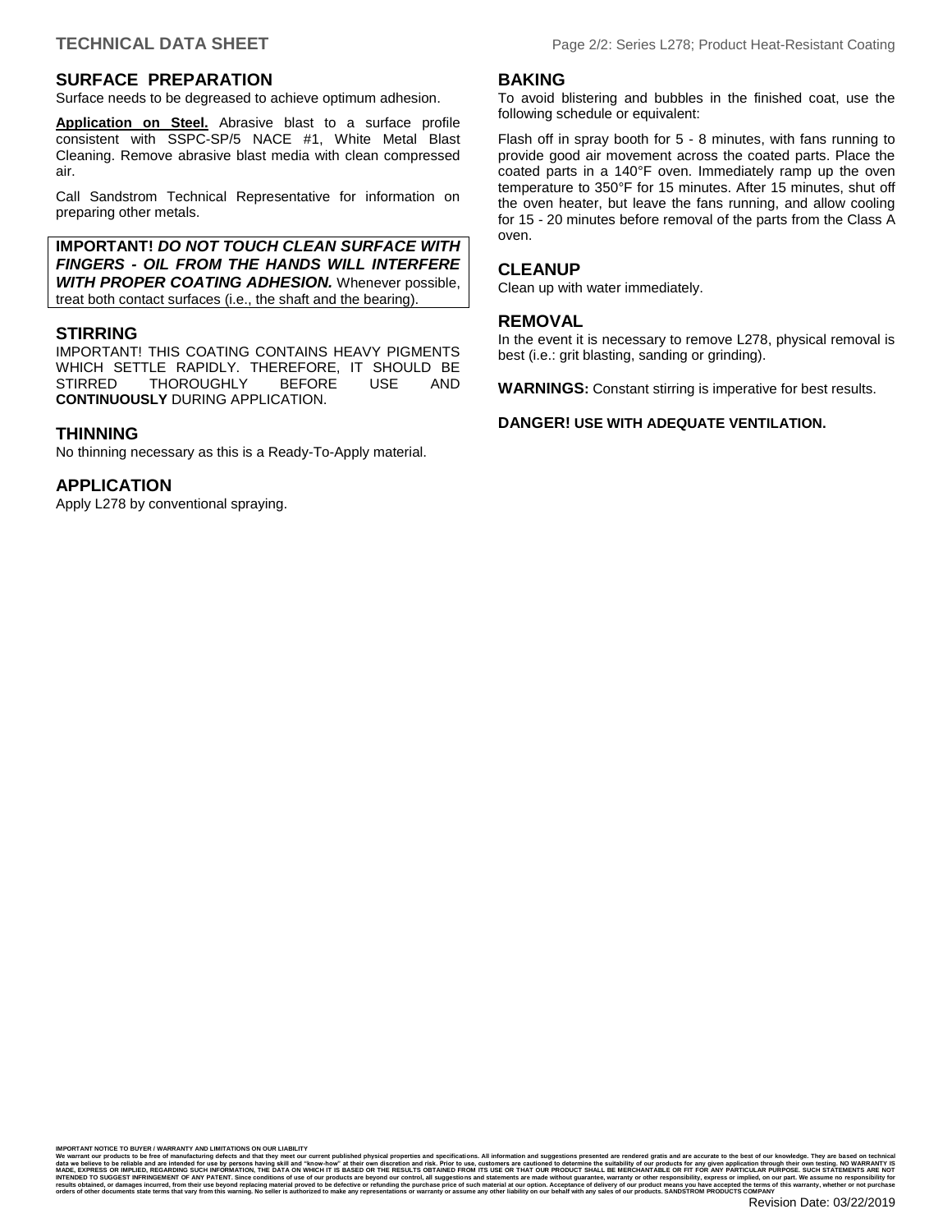## SURFACE PREPARATION

Surface needs to be degreased to achieve optimum adhesion.

**Application on Steel.** Abrasive blast to a surface profile consistent with SSPC-SP/5 NACE #1, White Metal Blast Cleaning. Remove abrasive blast media with clean compressed air.

Call Sandstrom Technical Representative for information on preparing other metals.

**IMPORTANT!** ***DO NOT TOUCH CLEAN SURFACE WITH FINGERS - OIL FROM THE HANDS WILL INTERFERE WITH PROPER COATING ADHESION.*** Whenever possible, treat both contact surfaces (i.e., the shaft and the bearing).

## STIRRING

IMPORTANT! THIS COATING CONTAINS HEAVY PIGMENTS WHICH SETTLE RAPIDLY. THEREFORE, IT SHOULD BE STIRRED THOROUGHLY BEFORE USE AND **CONTINUOUSLY** DURING APPLICATION.

## THINNING

No thinning necessary as this is a Ready-To-Apply material.

## APPLICATION

Apply L278 by conventional spraying.

## BAKING

To avoid blistering and bubbles in the finished coat, use the following schedule or equivalent:

Flash off in spray booth for 5 - 8 minutes, with fans running to provide good air movement across the coated parts. Place the coated parts in a 140°F oven. Immediately ramp up the oven temperature to 350°F for 15 minutes. After 15 minutes, shut off the oven heater, but leave the fans running, and allow cooling for 15 - 20 minutes before removal of the parts from the Class A oven.

## CLEANUP

Clean up with water immediately.

## REMOVAL

In the event it is necessary to remove L278, physical removal is best (i.e.: grit blasting, sanding or grinding).

**WARNINGS:** Constant stirring is imperative for best results.

**DANGER! USE WITH ADEQUATE VENTILATION.**

**IMPORTANT NOTICE TO BUYER / WARRANTY AND LIMITATIONS ON OUR LIABILITY**
We warrant our products to be free of manufacturing defects and that they meet our current published physical properties and specifications. All information and suggestions presented are rendered gratis and are accurate to the best of our knowledge. They are based on technical data we believe to be reliable and are intended for use by persons having skill and "know-how" at their own discretion and risk. Prior to use, customers are cautioned to determine the suitability of our products for any given application through their own testing. NO WARRANTY IS MADE, EXPRESS OR IMPLIED, REGARDING SUCH INFORMATION, THE DATA ON WHICH IT IS BASED OR THE RESULTS OBTAINED FROM ITS USE OR THAT OUR PRODUCT SHALL BE MERCHANTABLE OR FIT FOR ANY PARTICULAR PURPOSE. SUCH STATEMENTS ARE NOT INTENDED TO SUGGEST INFRINGEMENT OF ANY PATENT. Since conditions of use of our products are beyond our control, all suggestions and statements are made without guarantee, warranty or other responsibility, express or implied, on our part. We assume no responsibility for results obtained, or damages incurred, from their use beyond replacing material proved to be defective or refunding the purchase price of such material at our option. Acceptance of delivery of our product means you have accepted the terms of this warranty, whether or not purchase orders of other documents state terms that vary from this warning. No seller is authorized to make any representations or warranty or assume any other liability on our behalf with any sales of our products. SANDSTROM PRODUCTS COMPANY

Revision Date: 03/22/2019